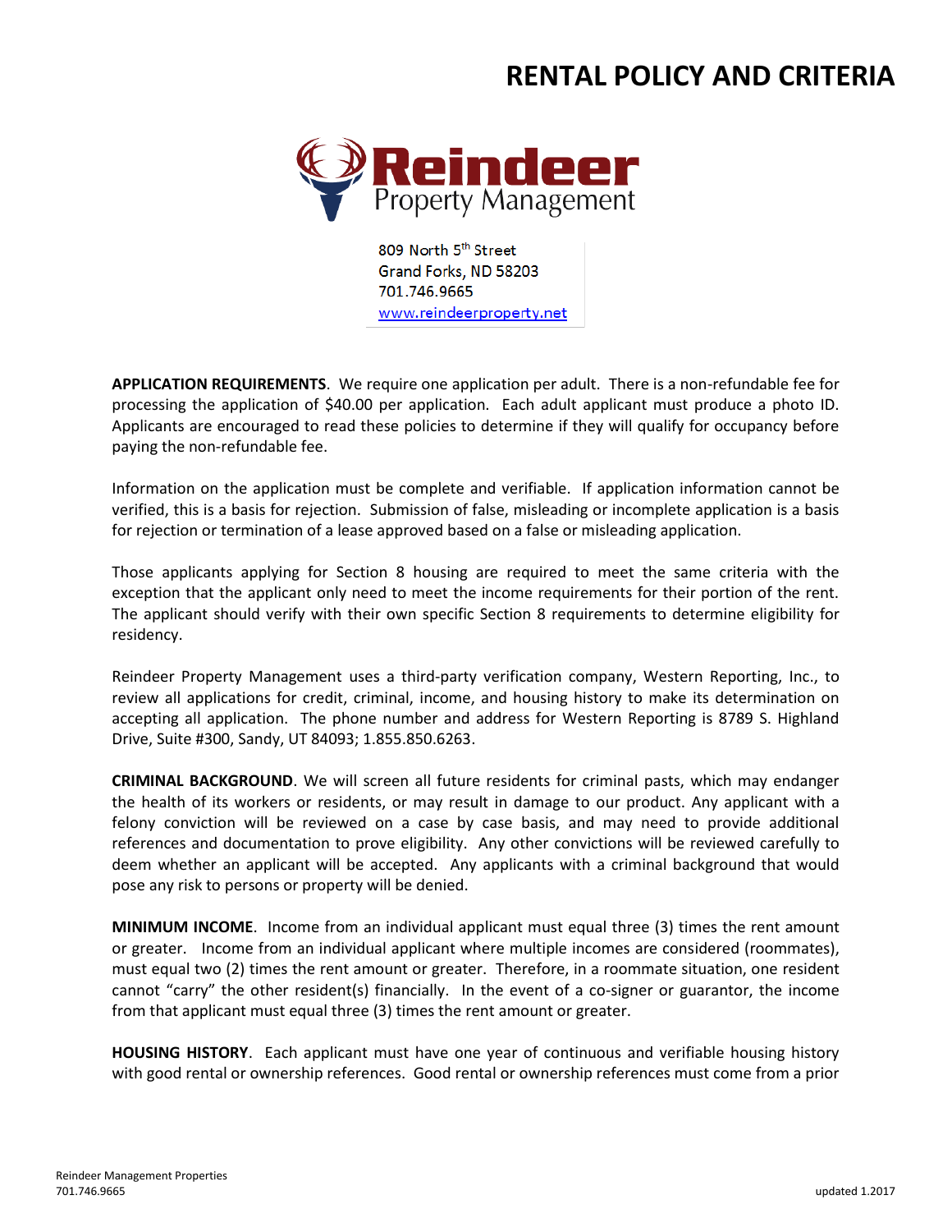# RENTAL POLICY AND CRITERIA

**Reindeer** Property Management

809 North 5th Street
Grand Forks, ND 58203
701.746.9665
www.reindeerproperty.net

**APPLICATION REQUIREMENTS**. We require one application per adult. There is a non-refundable fee for processing the application of $40.00 per application. Each adult applicant must produce a photo ID. Applicants are encouraged to read these policies to determine if they will qualify for occupancy before paying the non-refundable fee.

Information on the application must be complete and verifiable. If application information cannot be verified, this is a basis for rejection. Submission of false, misleading or incomplete application is a basis for rejection or termination of a lease approved based on a false or misleading application.

Those applicants applying for Section 8 housing are required to meet the same criteria with the exception that the applicant only need to meet the income requirements for their portion of the rent. The applicant should verify with their own specific Section 8 requirements to determine eligibility for residency.

Reindeer Property Management uses a third-party verification company, Western Reporting, Inc., to review all applications for credit, criminal, income, and housing history to make its determination on accepting all application. The phone number and address for Western Reporting is 8789 S. Highland Drive, Suite #300, Sandy, UT 84093; 1.855.850.6263.

**CRIMINAL BACKGROUND**. We will screen all future residents for criminal pasts, which may endanger the health of its workers or residents, or may result in damage to our product. Any applicant with a felony conviction will be reviewed on a case by case basis, and may need to provide additional references and documentation to prove eligibility. Any other convictions will be reviewed carefully to deem whether an applicant will be accepted. Any applicants with a criminal background that would pose any risk to persons or property will be denied.

**MINIMUM INCOME**. Income from an individual applicant must equal three (3) times the rent amount or greater. Income from an individual applicant where multiple incomes are considered (roommates), must equal two (2) times the rent amount or greater. Therefore, in a roommate situation, one resident cannot "carry" the other resident(s) financially. In the event of a co-signer or guarantor, the income from that applicant must equal three (3) times the rent amount or greater.

**HOUSING HISTORY**. Each applicant must have one year of continuous and verifiable housing history with good rental or ownership references. Good rental or ownership references must come from a prior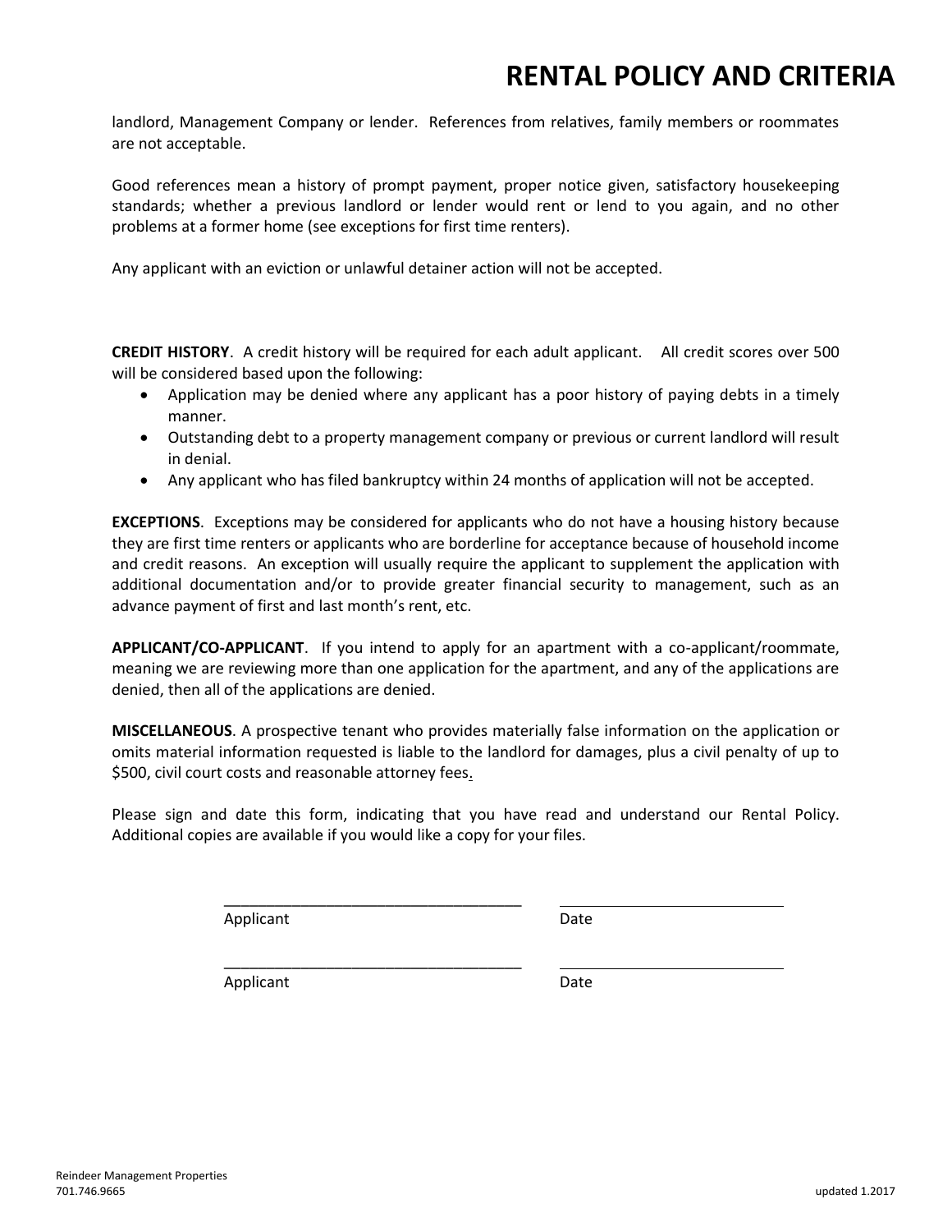# RENTAL POLICY AND CRITERIA

landlord, Management Company or lender. References from relatives, family members or roommates are not acceptable.

Good references mean a history of prompt payment, proper notice given, satisfactory housekeeping standards; whether a previous landlord or lender would rent or lend to you again, and no other problems at a former home (see exceptions for first time renters).

Any applicant with an eviction or unlawful detainer action will not be accepted.

**CREDIT HISTORY**. A credit history will be required for each adult applicant. All credit scores over 500 will be considered based upon the following:

- Application may be denied where any applicant has a poor history of paying debts in a timely manner.
- Outstanding debt to a property management company or previous or current landlord will result in denial.
- Any applicant who has filed bankruptcy within 24 months of application will not be accepted.

**EXCEPTIONS**. Exceptions may be considered for applicants who do not have a housing history because they are first time renters or applicants who are borderline for acceptance because of household income and credit reasons. An exception will usually require the applicant to supplement the application with additional documentation and/or to provide greater financial security to management, such as an advance payment of first and last month's rent, etc.

**APPLICANT/CO-APPLICANT**. If you intend to apply for an apartment with a co-applicant/roommate, meaning we are reviewing more than one application for the apartment, and any of the applications are denied, then all of the applications are denied.

**MISCELLANEOUS**. A prospective tenant who provides materially false information on the application or omits material information requested is liable to the landlord for damages, plus a civil penalty of up to $500, civil court costs and reasonable attorney fees.

Please sign and date this form, indicating that you have read and understand our Rental Policy. Additional copies are available if you would like a copy for your files.

\_\_\_\_\_\_\_\_\_\_\_\_\_\_\_\_\_\_\_\_\_\_\_\_\_\_\_\_\_\_\_\_\_\_\_ \_\_\_\_\_\_\_\_\_\_\_\_\_\_\_\_\_\_\_\_\_\_\_\_\_\_
Applicant Date

\_\_\_\_\_\_\_\_\_\_\_\_\_\_\_\_\_\_\_\_\_\_\_\_\_\_\_\_\_\_\_\_\_\_\_ \_\_\_\_\_\_\_\_\_\_\_\_\_\_\_\_\_\_\_\_\_\_\_\_\_\_
Applicant Date

Reindeer Management Properties
701.746.9665

updated 1.2017